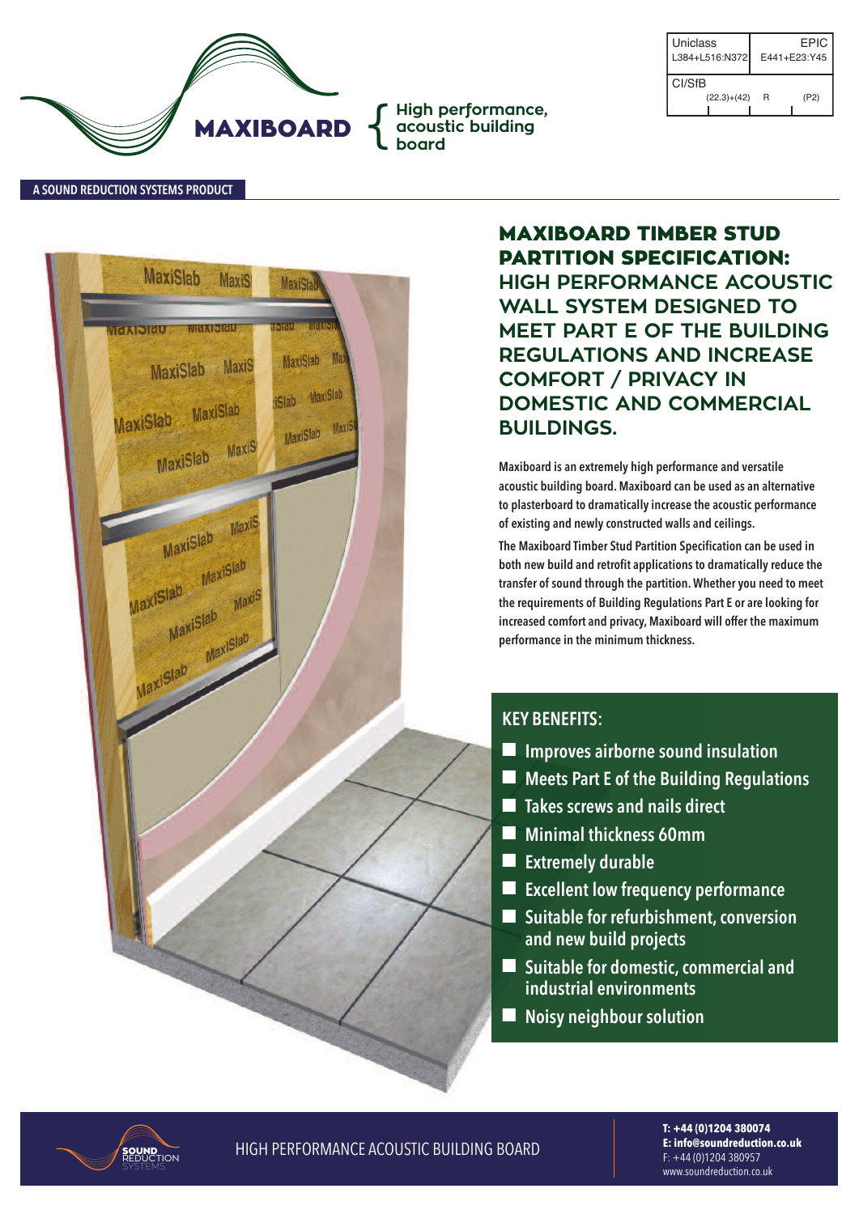| Uniclass | EPIC |
| --- | --- |
| L384+L516:N372 | E441+E23:Y45 |

| CI/SfB | | |
| --- | --- | --- |
| (22.3)+(42) | R | (P2) |

# MAXIBOARD

High performance, acoustic building board

**A SOUND REDUCTION SYSTEMS PRODUCT**

## MAXIBOARD TIMBER STUD PARTITION SPECIFICATION: HIGH PERFORMANCE ACOUSTIC WALL SYSTEM DESIGNED TO MEET PART E OF THE BUILDING REGULATIONS AND INCREASE COMFORT / PRIVACY IN DOMESTIC AND COMMERCIAL BUILDINGS.

**Maxiboard is an extremely high performance and versatile acoustic building board. Maxiboard can be used as an alternative to plasterboard to dramatically increase the acoustic performance of existing and newly constructed walls and ceilings.**

**The Maxiboard Timber Stud Partition Specification can be used in both new build and retrofit applications to dramatically reduce the transfer of sound through the partition. Whether you need to meet the requirements of Building Regulations Part E or are looking for increased comfort and privacy, Maxiboard will offer the maximum performance in the minimum thickness.**

### KEY BENEFITS:

- Improves airborne sound insulation
- Meets Part E of the Building Regulations
- Takes screws and nails direct
- Minimal thickness 60mm
- Extremely durable
- Excellent low frequency performance
- Suitable for refurbishment, conversion and new build projects
- Suitable for domestic, commercial and industrial environments
- Noisy neighbour solution

SOUND REDUCTION SYSTEMS

HIGH PERFORMANCE ACOUSTIC BUILDING BOARD

**T: +44 (0)1204 380074**
**E: info@soundreduction.co.uk**
F: +44 (0)1204 380957
www.soundreduction.co.uk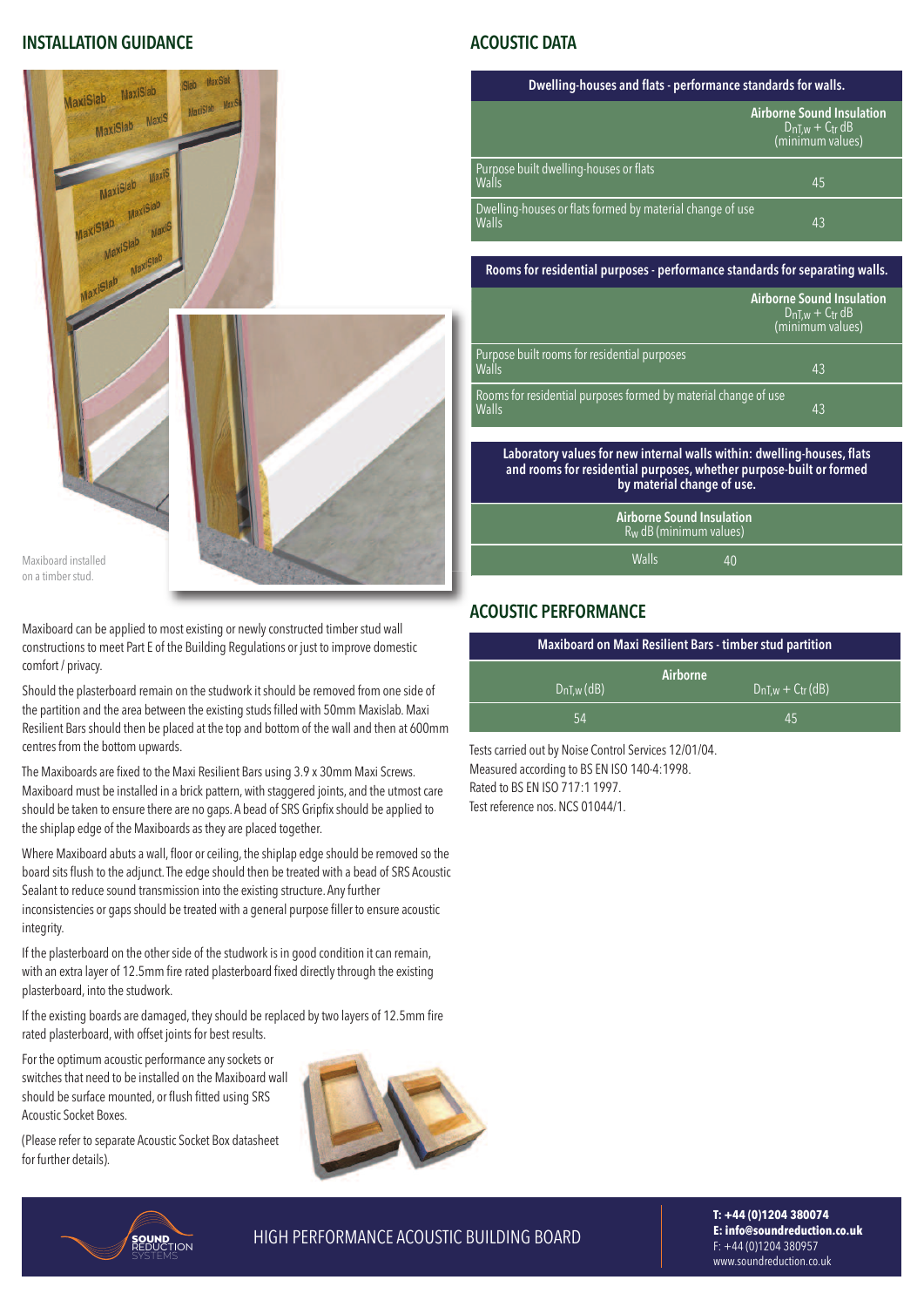## INSTALLATION GUIDANCE

Maxiboard installed on a timber stud.

Maxiboard can be applied to most existing or newly constructed timber stud wall constructions to meet Part E of the Building Regulations or just to improve domestic comfort / privacy.

Should the plasterboard remain on the studwork it should be removed from one side of the partition and the area between the existing studs filled with 50mm Maxislab. Maxi Resilient Bars should then be placed at the top and bottom of the wall and then at 600mm centres from the bottom upwards.

The Maxiboards are fixed to the Maxi Resilient Bars using 3.9 x 30mm Maxi Screws. Maxiboard must be installed in a brick pattern, with staggered joints, and the utmost care should be taken to ensure there are no gaps. A bead of SRS Gripfix should be applied to the shiplap edge of the Maxiboards as they are placed together.

Where Maxiboard abuts a wall, floor or ceiling, the shiplap edge should be removed so the board sits flush to the adjunct. The edge should then be treated with a bead of SRS Acoustic Sealant to reduce sound transmission into the existing structure. Any further inconsistencies or gaps should be treated with a general purpose filler to ensure acoustic integrity.

If the plasterboard on the other side of the studwork is in good condition it can remain, with an extra layer of 12.5mm fire rated plasterboard fixed directly through the existing plasterboard, into the studwork.

If the existing boards are damaged, they should be replaced by two layers of 12.5mm fire rated plasterboard, with offset joints for best results.

For the optimum acoustic performance any sockets or switches that need to be installed on the Maxiboard wall should be surface mounted, or flush fitted using SRS Acoustic Socket Boxes.

(Please refer to separate Acoustic Socket Box datasheet for further details).

## ACOUSTIC DATA

| Dwelling-houses and flats - performance standards for walls. | Airborne Sound Insulation $D_{nT,w} + C_{tr}$ dB (minimum values) |
|---|---|
| Purpose built dwelling-houses or flats<br>Walls | 45 |
| Dwelling-houses or flats formed by material change of use<br>Walls | 43 |

| Rooms for residential purposes - performance standards for separating walls. | Airborne Sound Insulation $D_{nT,w} + C_{tr}$ dB (minimum values) |
|---|---|
| Purpose built rooms for residential purposes<br>Walls | 43 |
| Rooms for residential purposes formed by material change of use<br>Walls | 43 |

| Laboratory values for new internal walls within: dwelling-houses, flats and rooms for residential purposes, whether purpose-built or formed by material change of use. | Airborne Sound Insulation $R_w$ dB (minimum values) |
|---|---|
| Walls | 40 |

## ACOUSTIC PERFORMANCE

| Maxiboard on Maxi Resilient Bars - timber stud partition | |
|---|---|
| Airborne | |
| $D_{nT,w}$ (dB) | $D_{nT,w} + C_{tr}$ (dB) |
| 54 | 45 |

Tests carried out by Noise Control Services 12/01/04.
Measured according to BS EN ISO 140-4:1998.
Rated to BS EN ISO 717:1 1997.
Test reference nos. NCS 01044/1.

HIGH PERFORMANCE ACOUSTIC BUILDING BOARD

**T: +44 (0)1204 380074**
**E: info@soundreduction.co.uk**
F: +44 (0)1204 380957
www.soundreduction.co.uk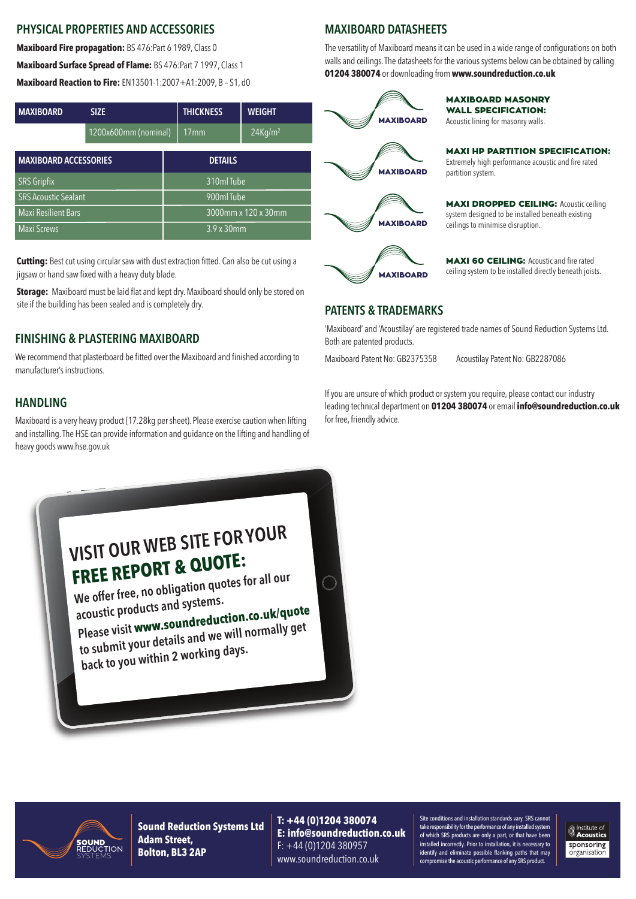## PHYSICAL PROPERTIES AND ACCESSORIES

**Maxiboard Fire propagation:** BS 476:Part 6 1989, Class 0

**Maxiboard Surface Spread of Flame:** BS 476:Part 7 1997, Class 1

**Maxiboard Reaction to Fire:** EN13501-1:2007+A1:2009, B – S1, d0

| MAXIBOARD | SIZE | THICKNESS | WEIGHT |
|---|---|---|---|
| | 1200x600mm (nominal) | 17mm | 24Kg/m² |

| MAXIBOARD ACCESSORIES | DETAILS |
|---|---|
| SRS Gripfix | 310ml Tube |
| SRS Acoustic Sealant | 900ml Tube |
| Maxi Resilient Bars | 3000mm x 120 x 30mm |
| Maxi Screws | 3.9 x 30mm |

**Cutting:** Best cut using circular saw with dust extraction fitted. Can also be cut using a jigsaw or hand saw fixed with a heavy duty blade.

**Storage:** Maxiboard must be laid flat and kept dry. Maxiboard should only be stored on site if the building has been sealed and is completely dry.

## FINISHING & PLASTERING MAXIBOARD

We recommend that plasterboard be fitted over the Maxiboard and finished according to manufacturer's instructions.

## HANDLING

Maxiboard is a very heavy product (17.28kg per sheet). Please exercise caution when lifting and installing. The HSE can provide information and guidance on the lifting and handling of heavy goods www.hse.gov.uk

## MAXIBOARD DATASHEETS

The versatility of Maxiboard means it can be used in a wide range of configurations on both walls and ceilings. The datasheets for the various systems below can be obtained by calling **01204 380074** or downloading from **www.soundreduction.co.uk**

MAXIBOARD

**MAXIBOARD MASONRY WALL SPECIFICATION:** Acoustic lining for masonry walls.

MAXIBOARD

**MAXI HP PARTITION SPECIFICATION:** Extremely high performance acoustic and fire rated partition system.

MAXIBOARD

**MAXI DROPPED CEILING:** Acoustic ceiling system designed to be installed beneath existing ceilings to minimise disruption.

MAXIBOARD

**MAXI 60 CEILING:** Acoustic and fire rated ceiling system to be installed directly beneath joists.

## PATENTS & TRADEMARKS

'Maxiboard' and 'Acoustilay' are registered trade names of Sound Reduction Systems Ltd. Both are patented products.

Maxiboard Patent No: GB2375358 Acoustilay Patent No: GB2287086

If you are unsure of which product or system you require, please contact our industry leading technical department on **01204 380074** or email **info@soundreduction.co.uk** for free, friendly advice.

## VISIT OUR WEB SITE FOR YOUR FREE REPORT & QUOTE:

We offer free, no obligation quotes for all our acoustic products and systems.
Please visit **www.soundreduction.co.uk/quote** to submit your details and we will normally get back to you within 2 working days.

SOUND REDUCTION SYSTEMS

**Sound Reduction Systems Ltd**
**Adam Street,**
**Bolton, BL3 2AP**

**T: +44 (0)1204 380074**
**E: info@soundreduction.co.uk**
F: +44 (0)1204 380957
www.soundreduction.co.uk

Site conditions and installation standards vary. SRS cannot take responsibility for the performance of any installed system of which SRS products are only a part, or that have been installed incorrectly. Prior to installation, it is necessary to identify and eliminate possible flanking paths that may compromise the acoustic performance of any SRS product.

Institute of Acoustics sponsoring organisation